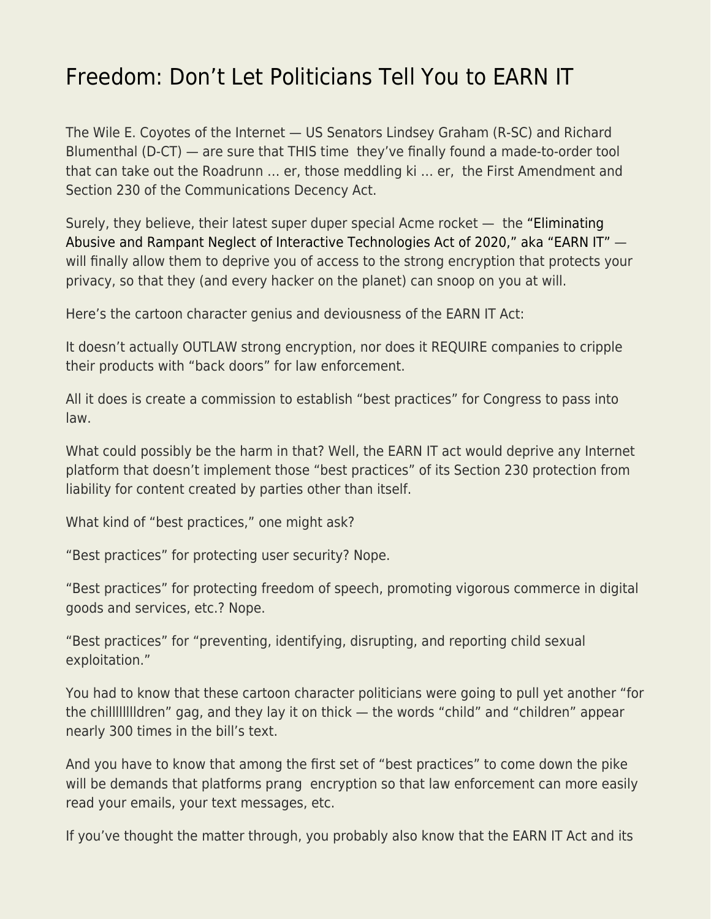# Freedom: Don't Let Politicians Tell You to EARN IT

The Wile E. Coyotes of the Internet — US Senators Lindsey Graham (R-SC) and Richard Blumenthal (D-CT) — are sure that THIS time they've finally found a made-to-order tool that can take out the Roadrunn … er, those meddling ki … er, the First Amendment and Section 230 of the Communications Decency Act.

Surely, they believe, their latest super duper special Acme rocket — the "Eliminating Abusive and Rampant Neglect of Interactive Technologies Act of 2020," aka "EARN IT" — will finally allow them to deprive you of access to the strong encryption that protects your privacy, so that they (and every hacker on the planet) can snoop on you at will.

Here's the cartoon character genius and deviousness of the EARN IT Act:

It doesn't actually OUTLAW strong encryption, nor does it REQUIRE companies to cripple their products with "back doors" for law enforcement.

All it does is create a commission to establish "best practices" for Congress to pass into law.

What could possibly be the harm in that? Well, the EARN IT act would deprive any Internet platform that doesn't implement those "best practices" of its Section 230 protection from liability for content created by parties other than itself.

What kind of "best practices," one might ask?

"Best practices" for protecting user security? Nope.

"Best practices" for protecting freedom of speech, promoting vigorous commerce in digital goods and services, etc.? Nope.

"Best practices" for "preventing, identifying, disrupting, and reporting child sexual exploitation."

You had to know that these cartoon character politicians were going to pull yet another "for the chilllllllldren" gag, and they lay it on thick — the words "child" and "children" appear nearly 300 times in the bill's text.

And you have to know that among the first set of "best practices" to come down the pike will be demands that platforms prang encryption so that law enforcement can more easily read your emails, your text messages, etc.

If you've thought the matter through, you probably also know that the EARN IT Act and its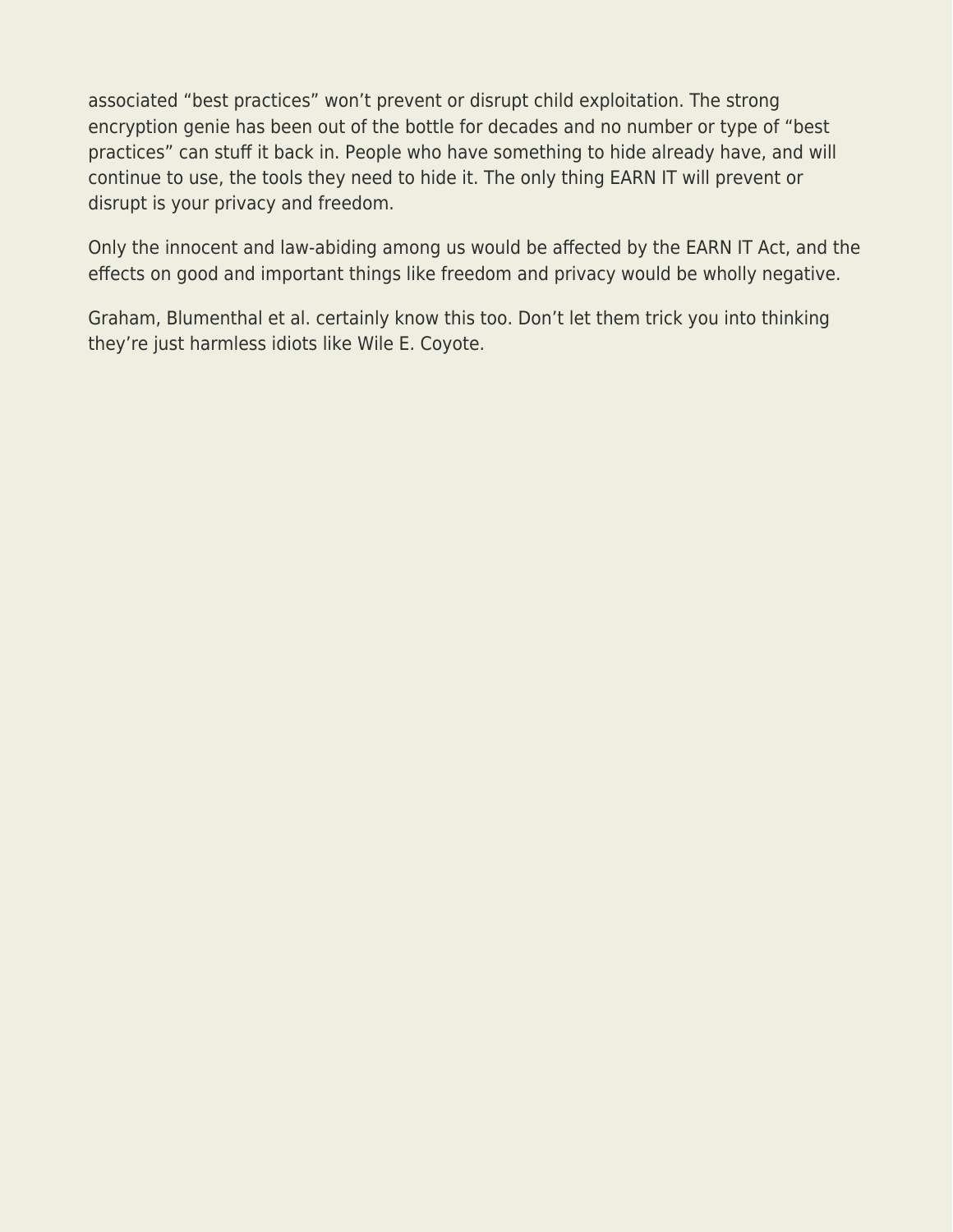associated “best practices” won’t prevent or disrupt child exploitation. The strong encryption genie has been out of the bottle for decades and no number or type of “best practices” can stuff it back in. People who have something to hide already have, and will continue to use, the tools they need to hide it. The only thing EARN IT will prevent or disrupt is your privacy and freedom.

Only the innocent and law-abiding among us would be affected by the EARN IT Act, and the effects on good and important things like freedom and privacy would be wholly negative.

Graham, Blumenthal et al. certainly know this too. Don’t let them trick you into thinking they’re just harmless idiots like Wile E. Coyote.